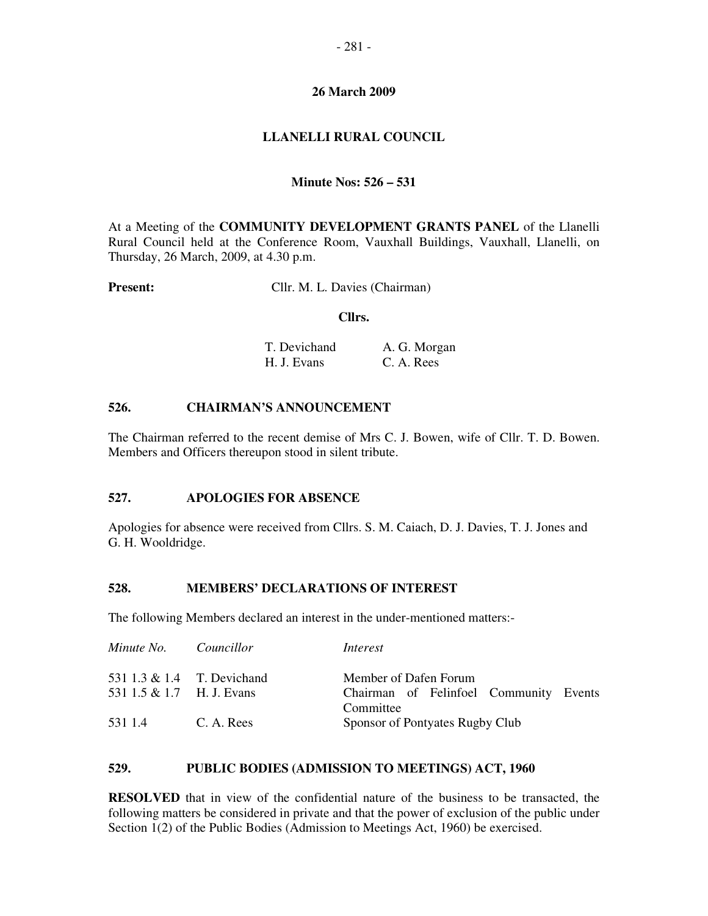**26 March 2009**

**LLANELLI RURAL COUNCIL**

**Minute Nos: 526 – 531**

At a Meeting of the **COMMUNITY DEVELOPMENT GRANTS PANEL** of the Llanelli Rural Council held at the Conference Room, Vauxhall Buildings, Vauxhall, Llanelli, on Thursday, 26 March, 2009, at 4.30 p.m.

**Present:** Cllr. M. L. Davies (Chairman)

**Cllrs.**

| | |
|---|---|
| T. Devichand | A. G. Morgan |
| H. J. Evans | C. A. Rees |

## 526. CHAIRMAN'S ANNOUNCEMENT

The Chairman referred to the recent demise of Mrs C. J. Bowen, wife of Cllr. T. D. Bowen. Members and Officers thereupon stood in silent tribute.

## 527. APOLOGIES FOR ABSENCE

Apologies for absence were received from Cllrs. S. M. Caiach, D. J. Davies, T. J. Jones and G. H. Wooldridge.

## 528. MEMBERS' DECLARATIONS OF INTEREST

The following Members declared an interest in the under-mentioned matters:-

| *Minute No.* | *Councillor* | *Interest* |
|---|---|---|
| 531 1.3 & 1.4 | T. Devichand | Member of Dafen Forum |
| 531 1.5 & 1.7 | H. J. Evans | Chairman of Felinfoel Community Events Committee |
| 531 1.4 | C. A. Rees | Sponsor of Pontyates Rugby Club |

## 529. PUBLIC BODIES (ADMISSION TO MEETINGS) ACT, 1960

**RESOLVED** that in view of the confidential nature of the business to be transacted, the following matters be considered in private and that the power of exclusion of the public under Section 1(2) of the Public Bodies (Admission to Meetings Act, 1960) be exercised.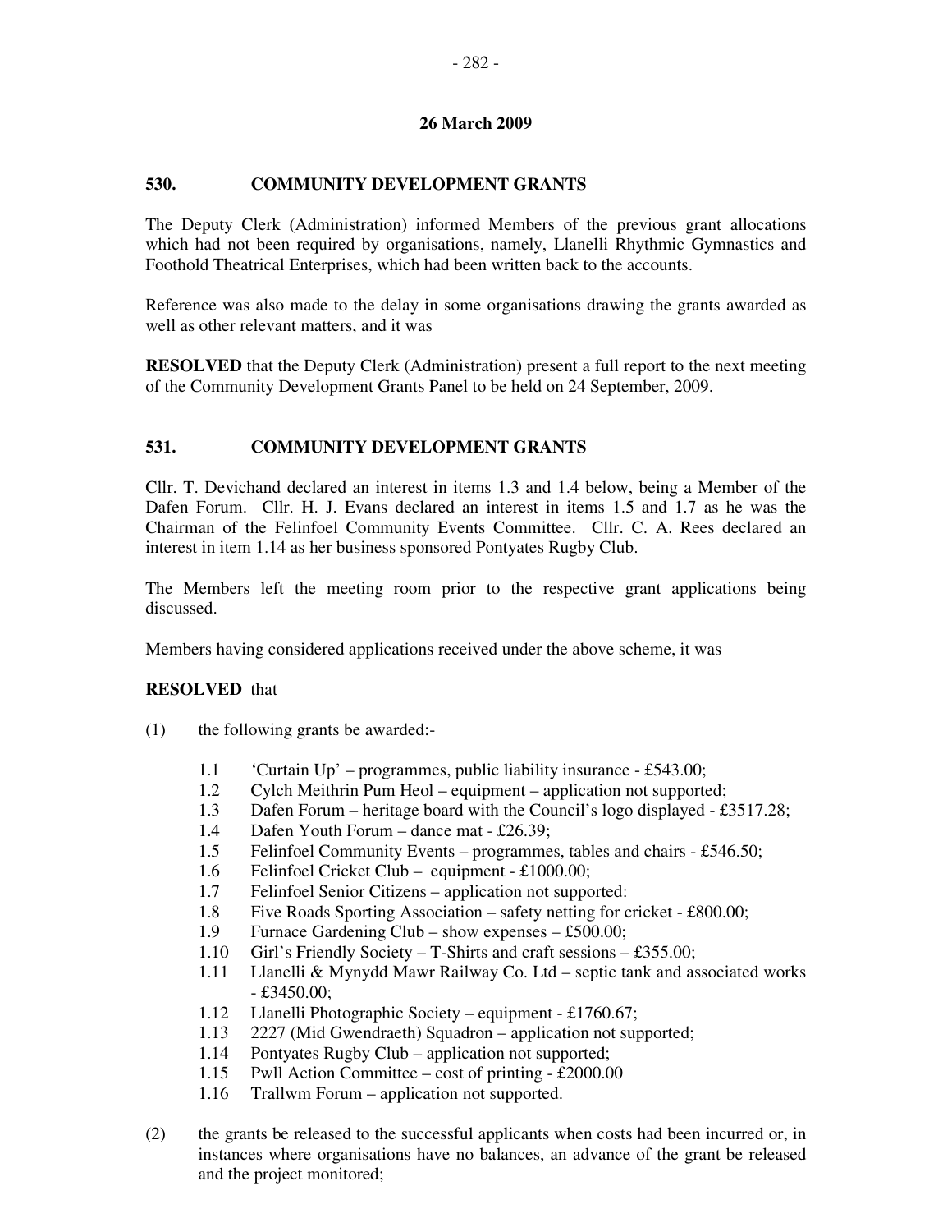**26 March 2009**

## 530. COMMUNITY DEVELOPMENT GRANTS

The Deputy Clerk (Administration) informed Members of the previous grant allocations which had not been required by organisations, namely, Llanelli Rhythmic Gymnastics and Foothold Theatrical Enterprises, which had been written back to the accounts.

Reference was also made to the delay in some organisations drawing the grants awarded as well as other relevant matters, and it was

**RESOLVED** that the Deputy Clerk (Administration) present a full report to the next meeting of the Community Development Grants Panel to be held on 24 September, 2009.

## 531. COMMUNITY DEVELOPMENT GRANTS

Cllr. T. Devichand declared an interest in items 1.3 and 1.4 below, being a Member of the Dafen Forum. Cllr. H. J. Evans declared an interest in items 1.5 and 1.7 as he was the Chairman of the Felinfoel Community Events Committee. Cllr. C. A. Rees declared an interest in item 1.14 as her business sponsored Pontyates Rugby Club.

The Members left the meeting room prior to the respective grant applications being discussed.

Members having considered applications received under the above scheme, it was

**RESOLVED** that

(1) the following grants be awarded:-

 1.1 'Curtain Up' – programmes, public liability insurance - £543.00;
 1.2 Cylch Meithrin Pum Heol – equipment – application not supported;
 1.3 Dafen Forum – heritage board with the Council's logo displayed - £3517.28;
 1.4 Dafen Youth Forum – dance mat - £26.39;
 1.5 Felinfoel Community Events – programmes, tables and chairs - £546.50;
 1.6 Felinfoel Cricket Club – equipment - £1000.00;
 1.7 Felinfoel Senior Citizens – application not supported:
 1.8 Five Roads Sporting Association – safety netting for cricket - £800.00;
 1.9 Furnace Gardening Club – show expenses – £500.00;
 1.10 Girl's Friendly Society – T-Shirts and craft sessions – £355.00;
 1.11 Llanelli & Mynydd Mawr Railway Co. Ltd – septic tank and associated works - £3450.00;
 1.12 Llanelli Photographic Society – equipment - £1760.67;
 1.13 2227 (Mid Gwendraeth) Squadron – application not supported;
 1.14 Pontyates Rugby Club – application not supported;
 1.15 Pwll Action Committee – cost of printing - £2000.00
 1.16 Trallwm Forum – application not supported.

(2) the grants be released to the successful applicants when costs had been incurred or, in instances where organisations have no balances, an advance of the grant be released and the project monitored;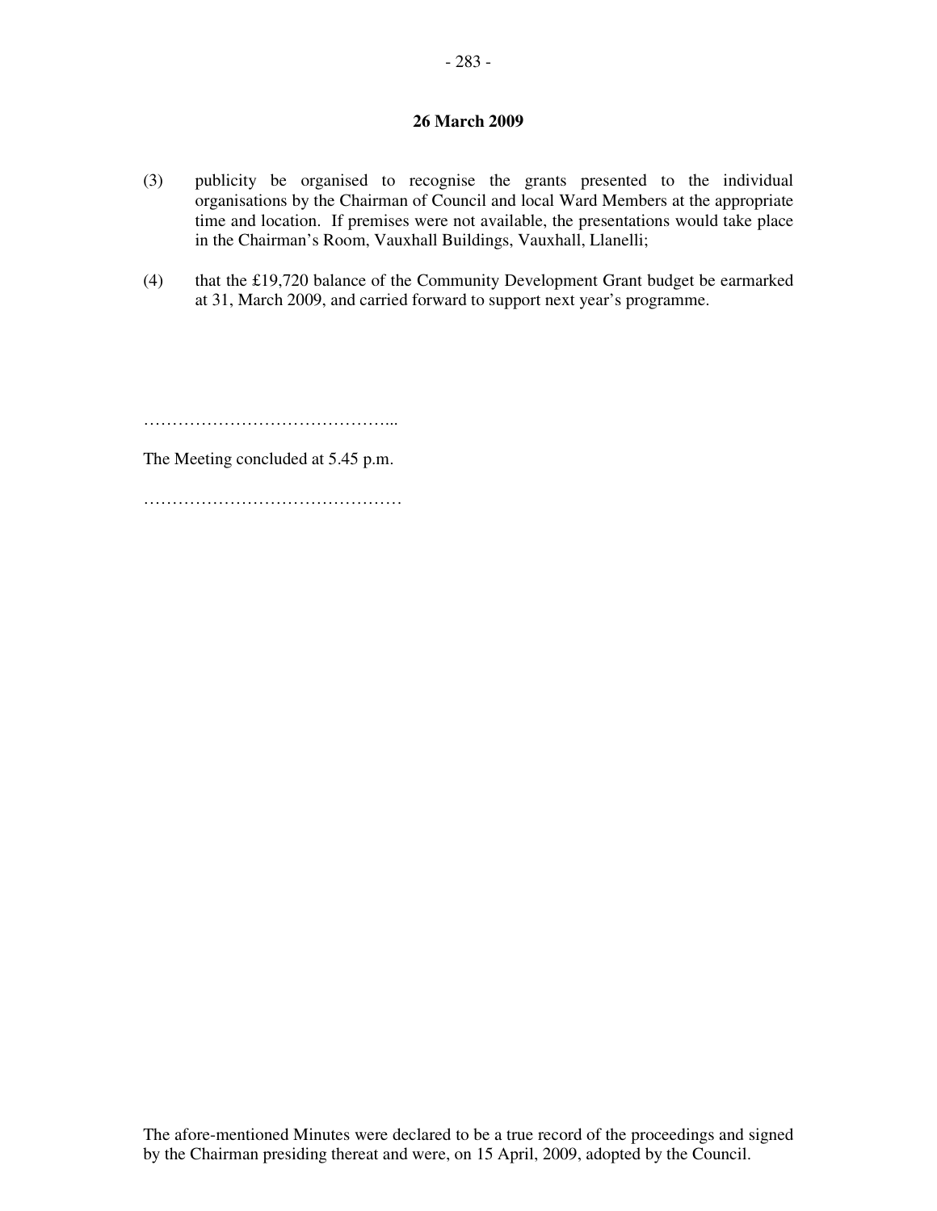**26 March 2009**

(3) publicity be organised to recognise the grants presented to the individual organisations by the Chairman of Council and local Ward Members at the appropriate time and location. If premises were not available, the presentations would take place in the Chairman's Room, Vauxhall Buildings, Vauxhall, Llanelli;

(4) that the £19,720 balance of the Community Development Grant budget be earmarked at 31, March 2009, and carried forward to support next year's programme.

……………………………………...

The Meeting concluded at 5.45 p.m.

………………………………………

The afore-mentioned Minutes were declared to be a true record of the proceedings and signed by the Chairman presiding thereat and were, on 15 April, 2009, adopted by the Council.